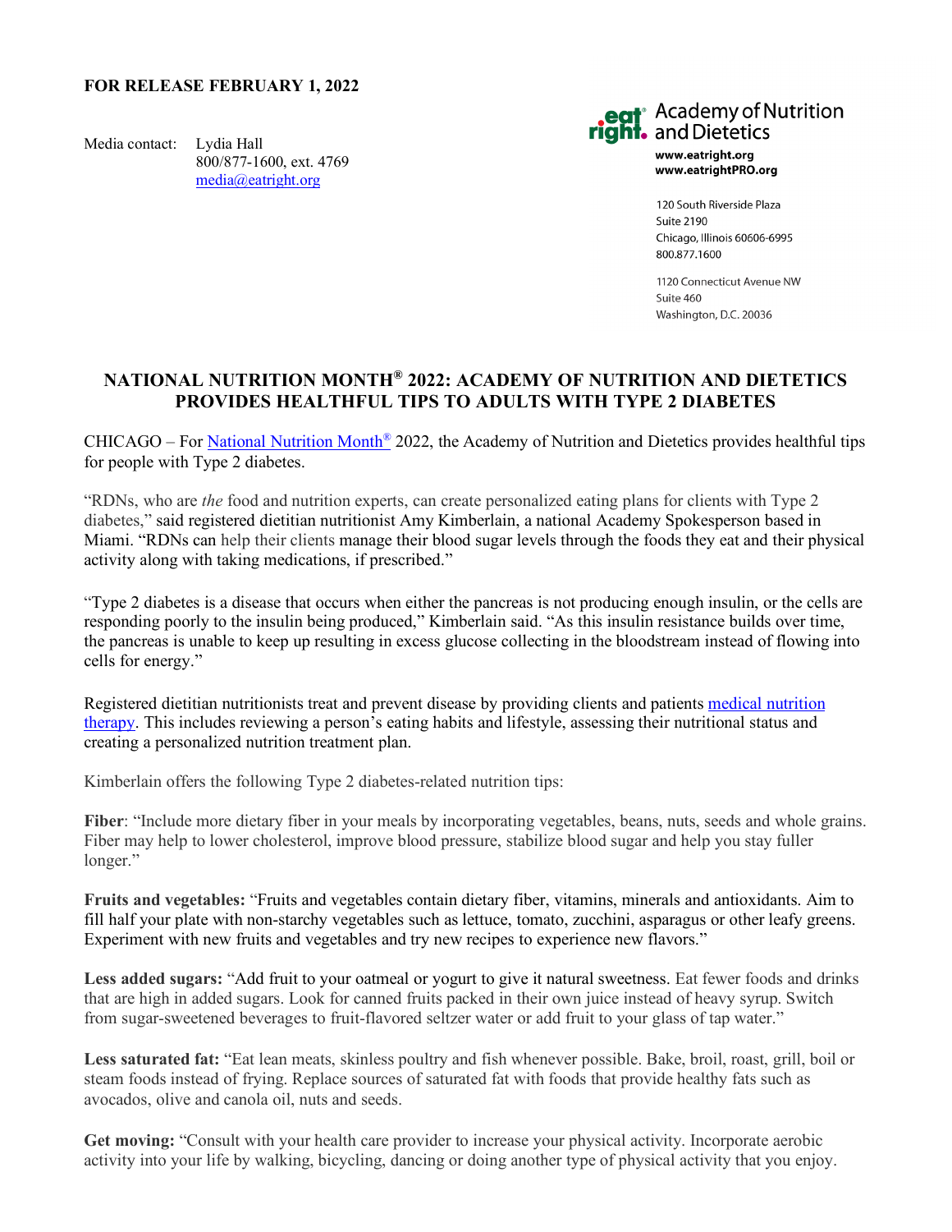**FOR RELEASE FEBRUARY 1, 2022**

Media contact: Lydia Hall
800/877-1600, ext. 4769
media@eatright.org

eat right. Academy of Nutrition and Dietetics
www.eatright.org
www.eatrightPRO.org

120 South Riverside Plaza
Suite 2190
Chicago, Illinois 60606-6995
800.877.1600

1120 Connecticut Avenue NW
Suite 460
Washington, D.C. 20036

# NATIONAL NUTRITION MONTH® 2022: ACADEMY OF NUTRITION AND DIETETICS PROVIDES HEALTHFUL TIPS TO ADULTS WITH TYPE 2 DIABETES

CHICAGO – For National Nutrition Month® 2022, the Academy of Nutrition and Dietetics provides healthful tips for people with Type 2 diabetes.

"RDNs, who are *the* food and nutrition experts, can create personalized eating plans for clients with Type 2 diabetes," said registered dietitian nutritionist Amy Kimberlain, a national Academy Spokesperson based in Miami. "RDNs can help their clients manage their blood sugar levels through the foods they eat and their physical activity along with taking medications, if prescribed."

"Type 2 diabetes is a disease that occurs when either the pancreas is not producing enough insulin, or the cells are responding poorly to the insulin being produced," Kimberlain said. "As this insulin resistance builds over time, the pancreas is unable to keep up resulting in excess glucose collecting in the bloodstream instead of flowing into cells for energy."

Registered dietitian nutritionists treat and prevent disease by providing clients and patients medical nutrition therapy. This includes reviewing a person's eating habits and lifestyle, assessing their nutritional status and creating a personalized nutrition treatment plan.

Kimberlain offers the following Type 2 diabetes-related nutrition tips:

**Fiber**: "Include more dietary fiber in your meals by incorporating vegetables, beans, nuts, seeds and whole grains. Fiber may help to lower cholesterol, improve blood pressure, stabilize blood sugar and help you stay fuller longer."

**Fruits and vegetables:** "Fruits and vegetables contain dietary fiber, vitamins, minerals and antioxidants. Aim to fill half your plate with non-starchy vegetables such as lettuce, tomato, zucchini, asparagus or other leafy greens. Experiment with new fruits and vegetables and try new recipes to experience new flavors."

**Less added sugars:** "Add fruit to your oatmeal or yogurt to give it natural sweetness. Eat fewer foods and drinks that are high in added sugars. Look for canned fruits packed in their own juice instead of heavy syrup. Switch from sugar-sweetened beverages to fruit-flavored seltzer water or add fruit to your glass of tap water."

**Less saturated fat:** "Eat lean meats, skinless poultry and fish whenever possible. Bake, broil, roast, grill, boil or steam foods instead of frying. Replace sources of saturated fat with foods that provide healthy fats such as avocados, olive and canola oil, nuts and seeds.

**Get moving:** "Consult with your health care provider to increase your physical activity. Incorporate aerobic activity into your life by walking, bicycling, dancing or doing another type of physical activity that you enjoy.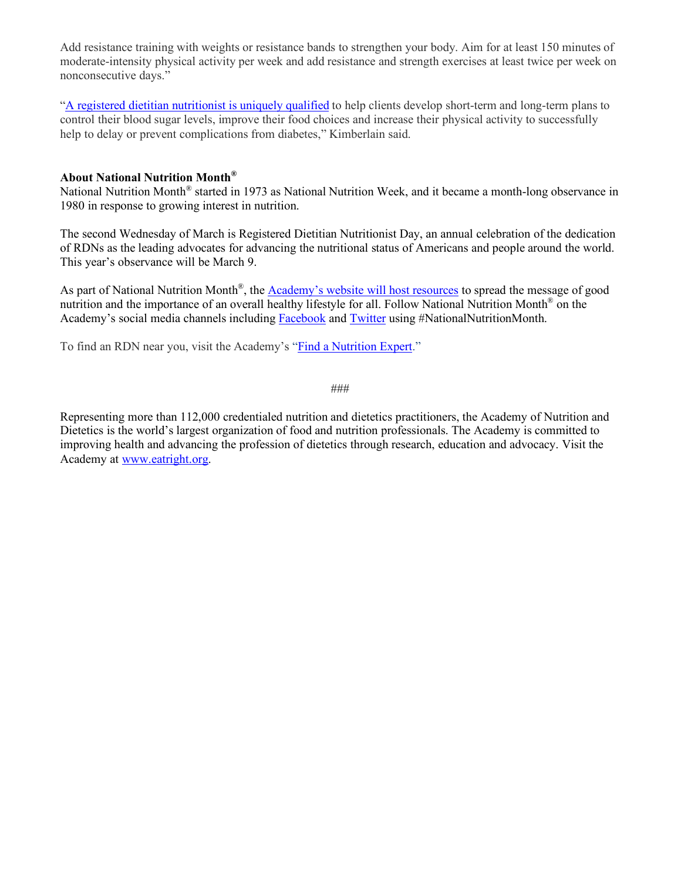Add resistance training with weights or resistance bands to strengthen your body. Aim for at least 150 minutes of moderate-intensity physical activity per week and add resistance and strength exercises at least twice per week on nonconsecutive days."

"A registered dietitian nutritionist is uniquely qualified to help clients develop short-term and long-term plans to control their blood sugar levels, improve their food choices and increase their physical activity to successfully help to delay or prevent complications from diabetes," Kimberlain said.

**About National Nutrition Month®**

National Nutrition Month® started in 1973 as National Nutrition Week, and it became a month-long observance in 1980 in response to growing interest in nutrition.

The second Wednesday of March is Registered Dietitian Nutritionist Day, an annual celebration of the dedication of RDNs as the leading advocates for advancing the nutritional status of Americans and people around the world. This year's observance will be March 9.

As part of National Nutrition Month®, the Academy's website will host resources to spread the message of good nutrition and the importance of an overall healthy lifestyle for all. Follow National Nutrition Month® on the Academy's social media channels including Facebook and Twitter using #NationalNutritionMonth.

To find an RDN near you, visit the Academy's "Find a Nutrition Expert."

###

Representing more than 112,000 credentialed nutrition and dietetics practitioners, the Academy of Nutrition and Dietetics is the world's largest organization of food and nutrition professionals. The Academy is committed to improving health and advancing the profession of dietetics through research, education and advocacy. Visit the Academy at www.eatright.org.